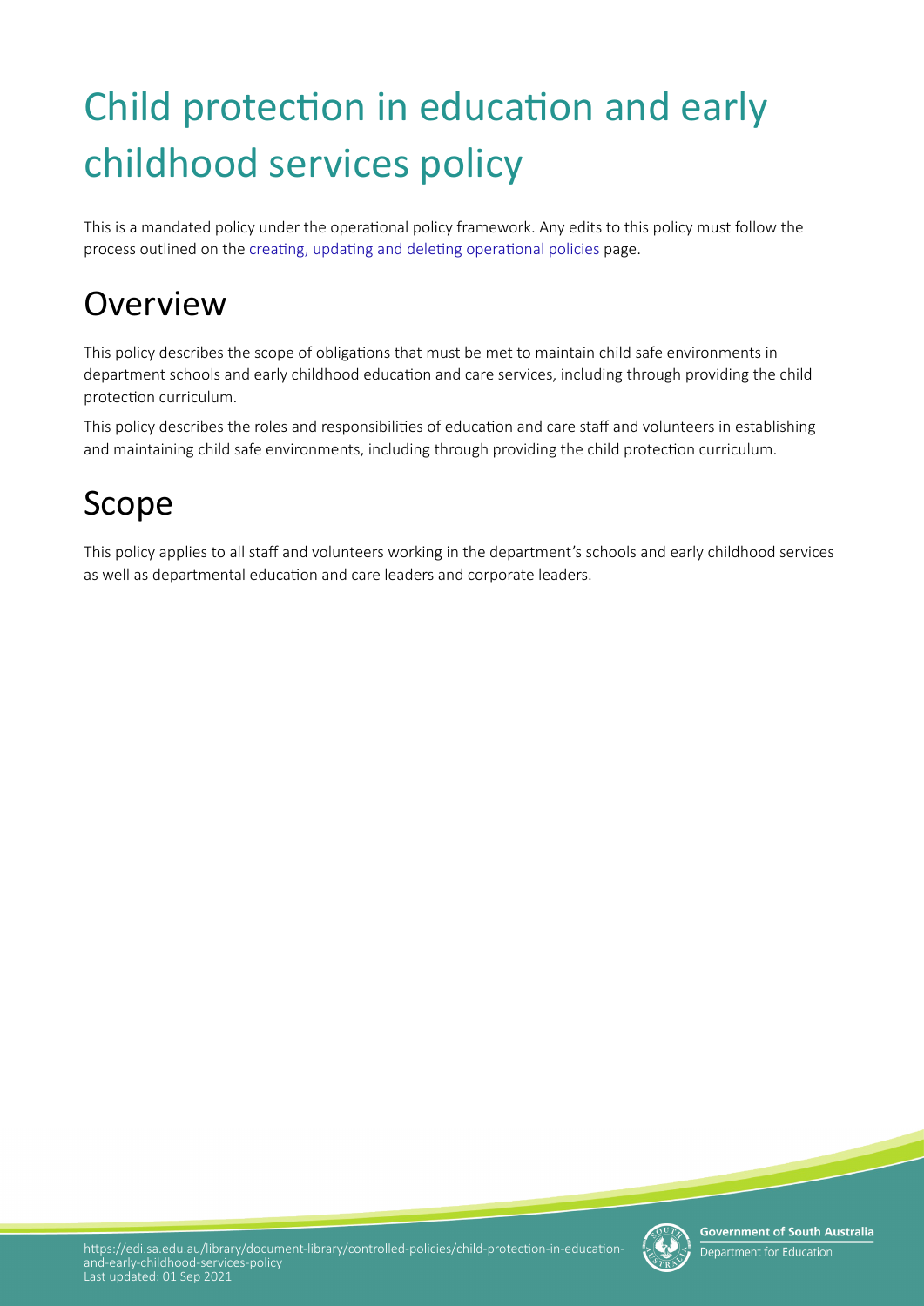# Child protection in education and early childhood services policy

This is a mandated policy under the operational policy framework. Any edits to this policy must follow the process outlined on the [creating, updating and deleting operational policies](creating, updating and deleting operational policies) page.

## Overview

This policy describes the scope of obligations that must be met to maintain child safe environments in department schools and early childhood education and care services, including through providing the child protection curriculum.

This policy describes the roles and responsibilities of education and care staff and volunteers in establishing and maintaining child safe environments, including through providing the child protection curriculum.

## Scope

This policy applies to all staff and volunteers working in the department's schools and early childhood services as well as departmental education and care leaders and corporate leaders.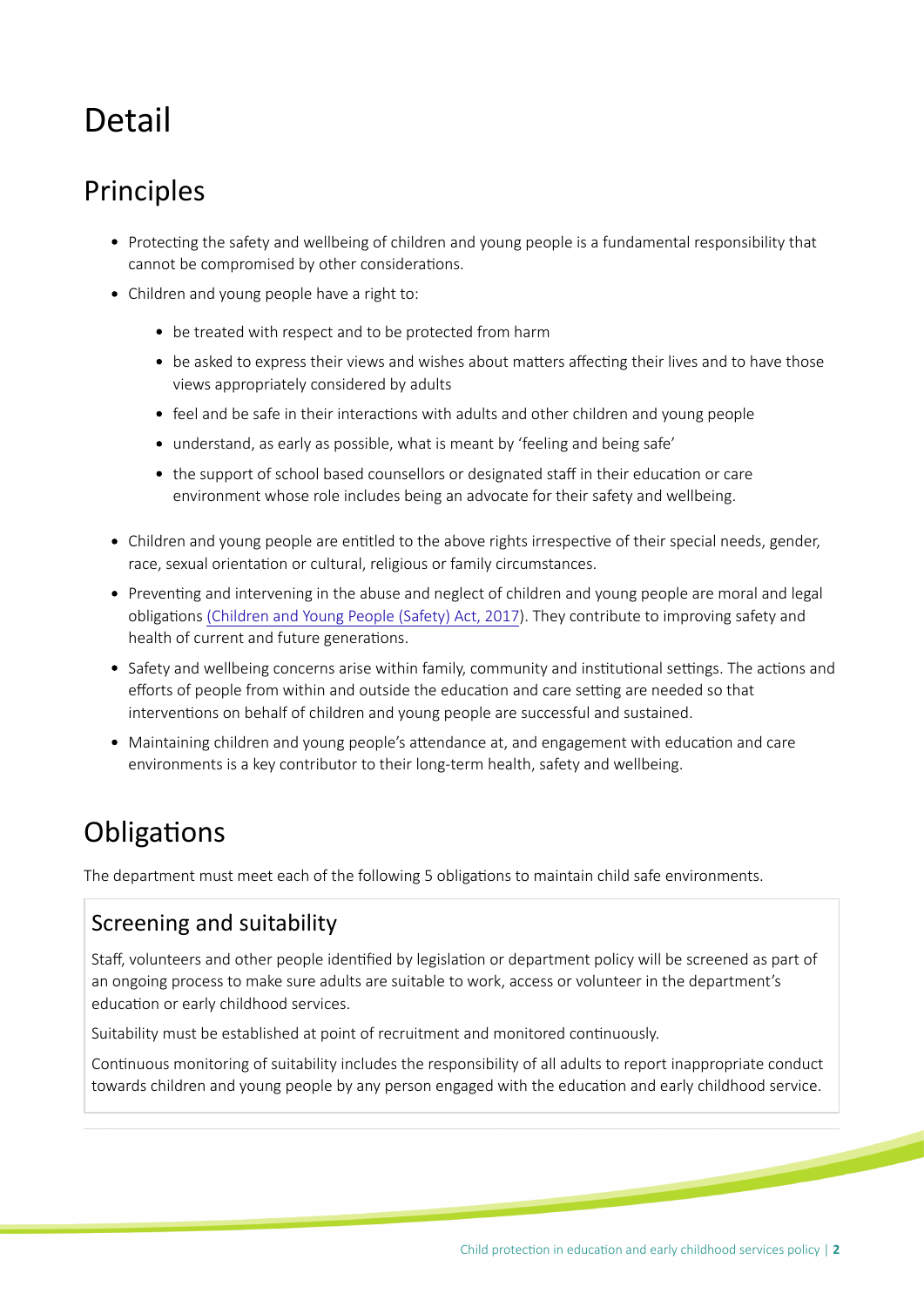# Detail

## Principles

- Protecting the safety and wellbeing of children and young people is a fundamental responsibility that cannot be compromised by other considerations.
- Children and young people have a right to:
  - be treated with respect and to be protected from harm
  - be asked to express their views and wishes about matters affecting their lives and to have those views appropriately considered by adults
  - feel and be safe in their interactions with adults and other children and young people
  - understand, as early as possible, what is meant by 'feeling and being safe'
  - the support of school based counsellors or designated staff in their education or care environment whose role includes being an advocate for their safety and wellbeing.
- Children and young people are entitled to the above rights irrespective of their special needs, gender, race, sexual orientation or cultural, religious or family circumstances.
- Preventing and intervening in the abuse and neglect of children and young people are moral and legal obligations (Children and Young People (Safety) Act, 2017). They contribute to improving safety and health of current and future generations.
- Safety and wellbeing concerns arise within family, community and institutional settings. The actions and efforts of people from within and outside the education and care setting are needed so that interventions on behalf of children and young people are successful and sustained.
- Maintaining children and young people's attendance at, and engagement with education and care environments is a key contributor to their long-term health, safety and wellbeing.

## Obligations

The department must meet each of the following 5 obligations to maintain child safe environments.

### Screening and suitability

Staff, volunteers and other people identified by legislation or department policy will be screened as part of an ongoing process to make sure adults are suitable to work, access or volunteer in the department's education or early childhood services.

Suitability must be established at point of recruitment and monitored continuously.

Continuous monitoring of suitability includes the responsibility of all adults to report inappropriate conduct towards children and young people by any person engaged with the education and early childhood service.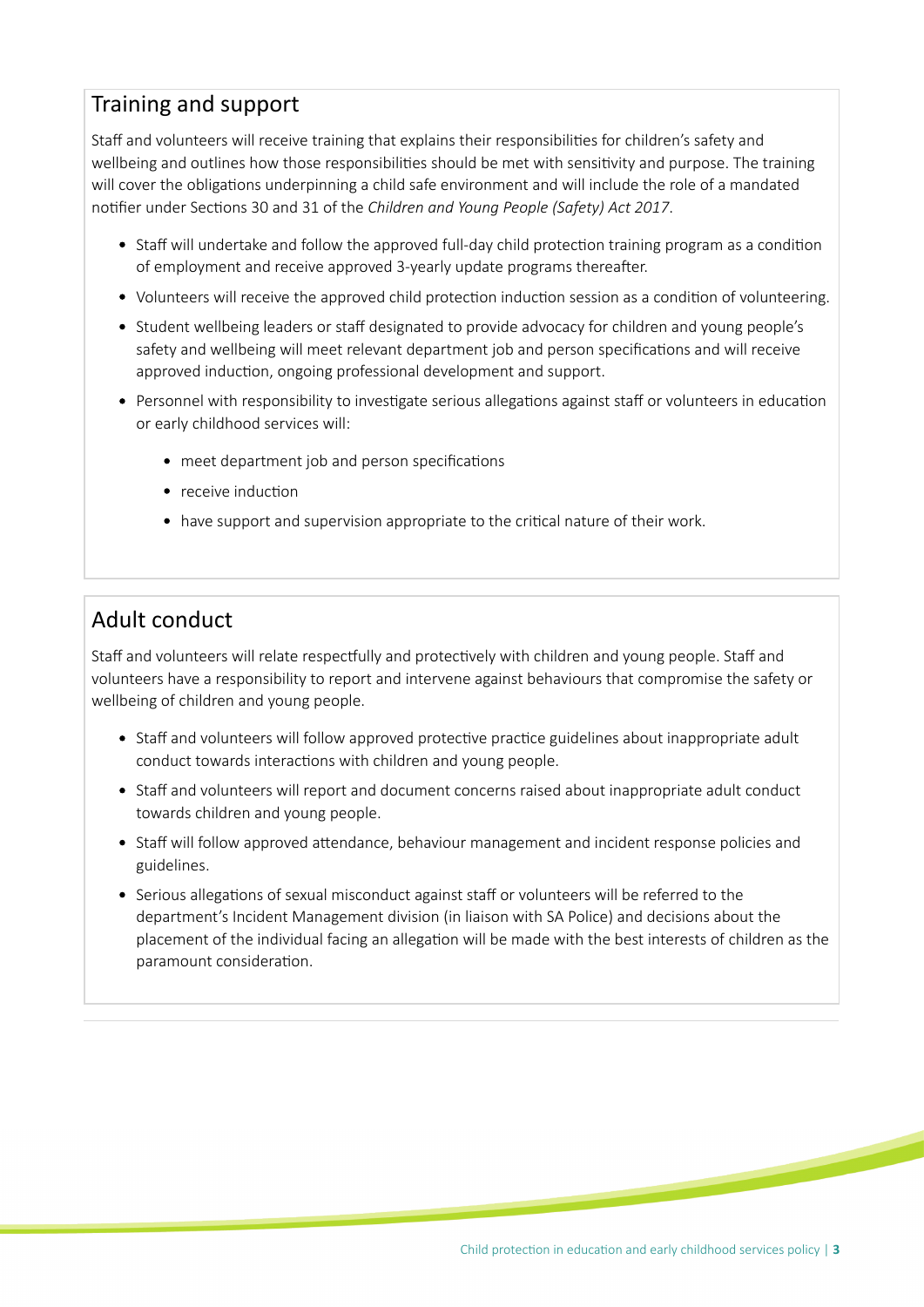## Training and support

Staff and volunteers will receive training that explains their responsibilities for children's safety and wellbeing and outlines how those responsibilities should be met with sensitivity and purpose. The training will cover the obligations underpinning a child safe environment and will include the role of a mandated notifier under Sections 30 and 31 of the *Children and Young People (Safety) Act 2017*.

- Staff will undertake and follow the approved full-day child protection training program as a condition of employment and receive approved 3-yearly update programs thereafter.
- Volunteers will receive the approved child protection induction session as a condition of volunteering.
- Student wellbeing leaders or staff designated to provide advocacy for children and young people's safety and wellbeing will meet relevant department job and person specifications and will receive approved induction, ongoing professional development and support.
- Personnel with responsibility to investigate serious allegations against staff or volunteers in education or early childhood services will:
    - meet department job and person specifications
    - receive induction
    - have support and supervision appropriate to the critical nature of their work.

## Adult conduct

Staff and volunteers will relate respectfully and protectively with children and young people. Staff and volunteers have a responsibility to report and intervene against behaviours that compromise the safety or wellbeing of children and young people.

- Staff and volunteers will follow approved protective practice guidelines about inappropriate adult conduct towards interactions with children and young people.
- Staff and volunteers will report and document concerns raised about inappropriate adult conduct towards children and young people.
- Staff will follow approved attendance, behaviour management and incident response policies and guidelines.
- Serious allegations of sexual misconduct against staff or volunteers will be referred to the department's Incident Management division (in liaison with SA Police) and decisions about the placement of the individual facing an allegation will be made with the best interests of children as the paramount consideration.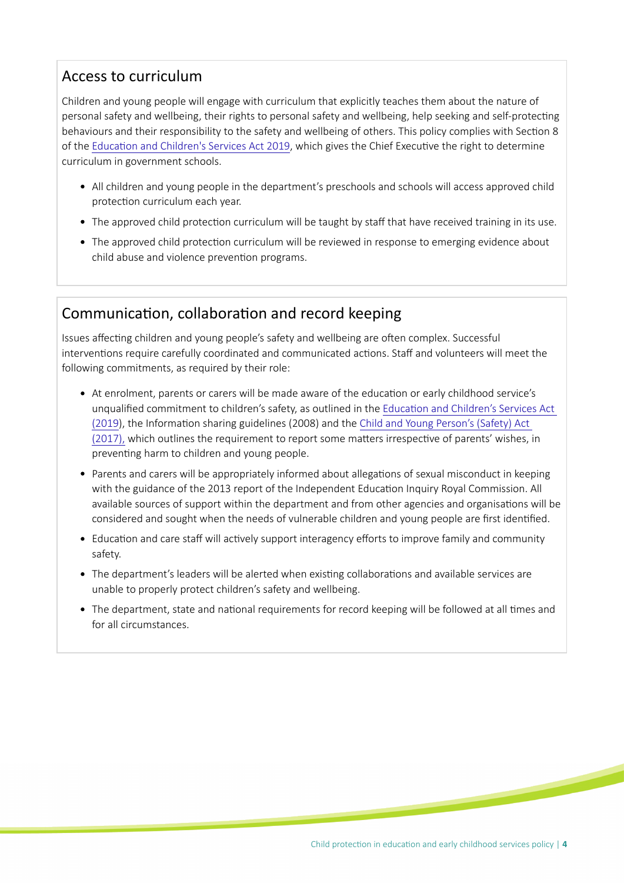## Access to curriculum

Children and young people will engage with curriculum that explicitly teaches them about the nature of personal safety and wellbeing, their rights to personal safety and wellbeing, help seeking and self-protecting behaviours and their responsibility to the safety and wellbeing of others. This policy complies with Section 8 of the Education and Children's Services Act 2019, which gives the Chief Executive the right to determine curriculum in government schools.

- All children and young people in the department's preschools and schools will access approved child protection curriculum each year.
- The approved child protection curriculum will be taught by staff that have received training in its use.
- The approved child protection curriculum will be reviewed in response to emerging evidence about child abuse and violence prevention programs.

## Communication, collaboration and record keeping

Issues affecting children and young people's safety and wellbeing are often complex. Successful interventions require carefully coordinated and communicated actions. Staff and volunteers will meet the following commitments, as required by their role:

- At enrolment, parents or carers will be made aware of the education or early childhood service's unqualified commitment to children's safety, as outlined in the Education and Children's Services Act (2019), the Information sharing guidelines (2008) and the Child and Young Person's (Safety) Act (2017), which outlines the requirement to report some matters irrespective of parents' wishes, in preventing harm to children and young people.
- Parents and carers will be appropriately informed about allegations of sexual misconduct in keeping with the guidance of the 2013 report of the Independent Education Inquiry Royal Commission. All available sources of support within the department and from other agencies and organisations will be considered and sought when the needs of vulnerable children and young people are first identified.
- Education and care staff will actively support interagency efforts to improve family and community safety.
- The department's leaders will be alerted when existing collaborations and available services are unable to properly protect children's safety and wellbeing.
- The department, state and national requirements for record keeping will be followed at all times and for all circumstances.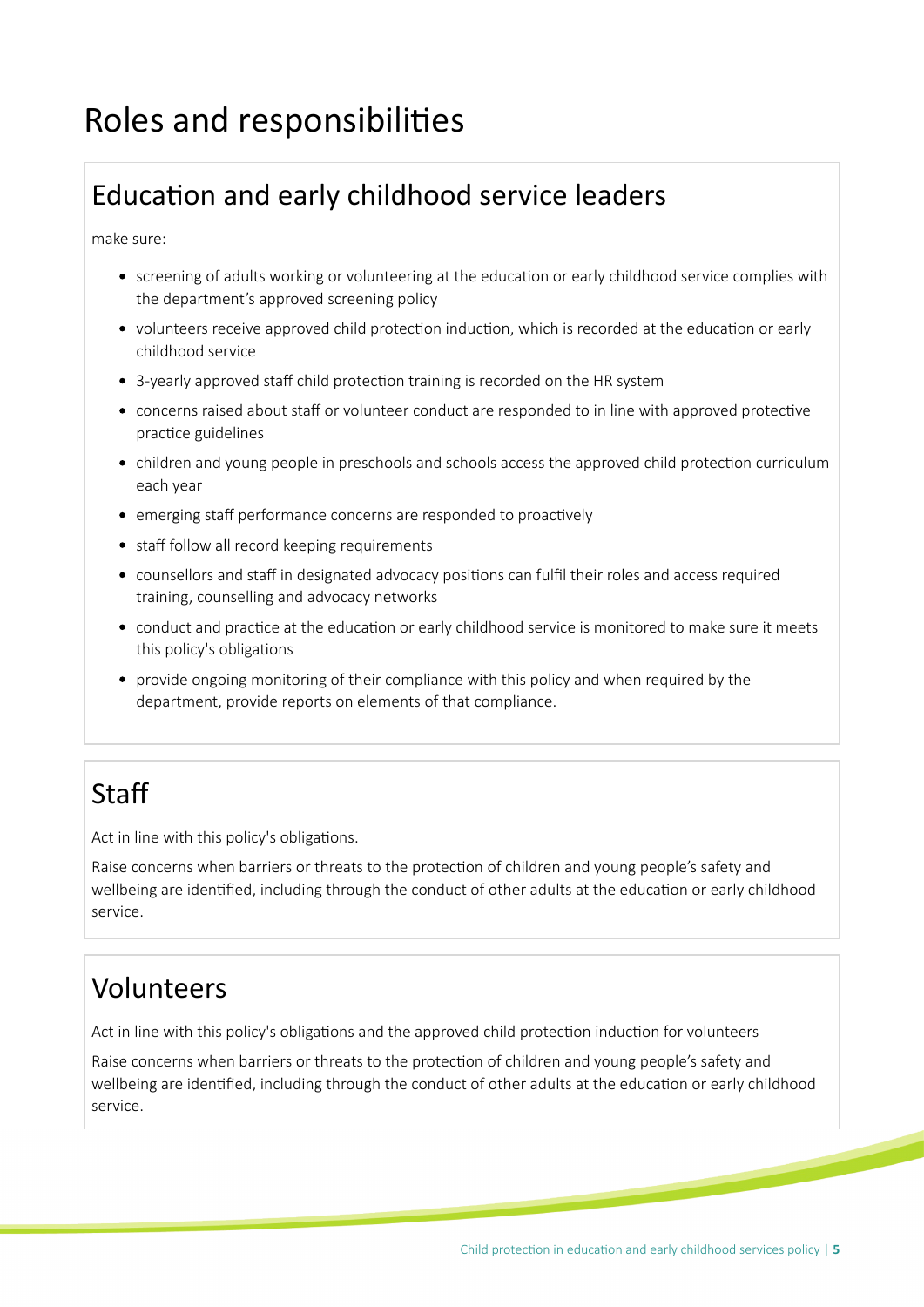# Roles and responsibilities

## Education and early childhood service leaders

make sure:

- screening of adults working or volunteering at the education or early childhood service complies with the department's approved screening policy
- volunteers receive approved child protection induction, which is recorded at the education or early childhood service
- 3-yearly approved staff child protection training is recorded on the HR system
- concerns raised about staff or volunteer conduct are responded to in line with approved protective practice guidelines
- children and young people in preschools and schools access the approved child protection curriculum each year
- emerging staff performance concerns are responded to proactively
- staff follow all record keeping requirements
- counsellors and staff in designated advocacy positions can fulfil their roles and access required training, counselling and advocacy networks
- conduct and practice at the education or early childhood service is monitored to make sure it meets this policy's obligations
- provide ongoing monitoring of their compliance with this policy and when required by the department, provide reports on elements of that compliance.

## Staff

Act in line with this policy's obligations.

Raise concerns when barriers or threats to the protection of children and young people's safety and wellbeing are identified, including through the conduct of other adults at the education or early childhood service.

## Volunteers

Act in line with this policy's obligations and the approved child protection induction for volunteers

Raise concerns when barriers or threats to the protection of children and young people's safety and wellbeing are identified, including through the conduct of other adults at the education or early childhood service.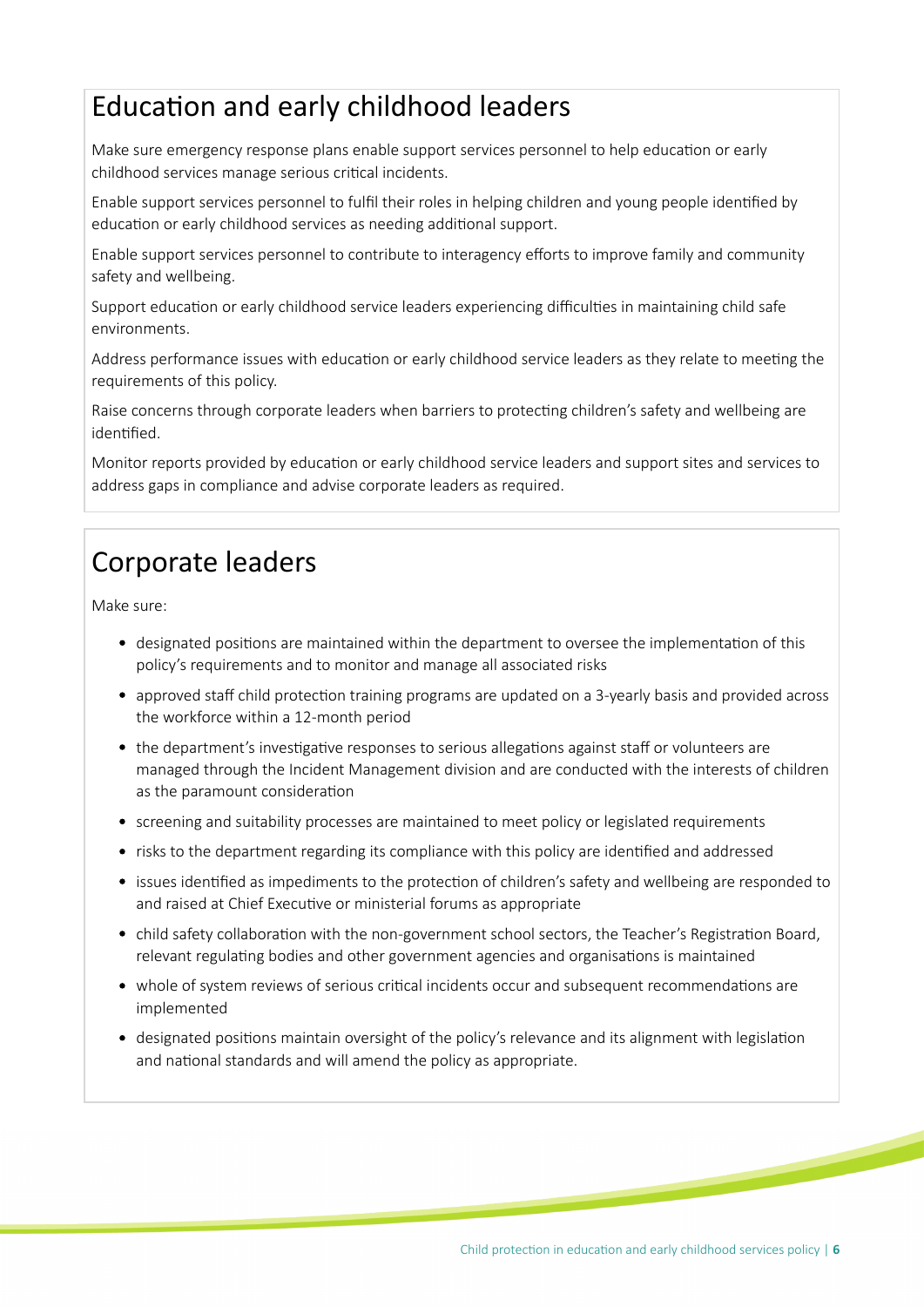## Education and early childhood leaders

Make sure emergency response plans enable support services personnel to help education or early childhood services manage serious critical incidents.

Enable support services personnel to fulfil their roles in helping children and young people identified by education or early childhood services as needing additional support.

Enable support services personnel to contribute to interagency efforts to improve family and community safety and wellbeing.

Support education or early childhood service leaders experiencing difficulties in maintaining child safe environments.

Address performance issues with education or early childhood service leaders as they relate to meeting the requirements of this policy.

Raise concerns through corporate leaders when barriers to protecting children's safety and wellbeing are identified.

Monitor reports provided by education or early childhood service leaders and support sites and services to address gaps in compliance and advise corporate leaders as required.

## Corporate leaders

Make sure:

- designated positions are maintained within the department to oversee the implementation of this policy's requirements and to monitor and manage all associated risks
- approved staff child protection training programs are updated on a 3-yearly basis and provided across the workforce within a 12-month period
- the department's investigative responses to serious allegations against staff or volunteers are managed through the Incident Management division and are conducted with the interests of children as the paramount consideration
- screening and suitability processes are maintained to meet policy or legislated requirements
- risks to the department regarding its compliance with this policy are identified and addressed
- issues identified as impediments to the protection of children's safety and wellbeing are responded to and raised at Chief Executive or ministerial forums as appropriate
- child safety collaboration with the non-government school sectors, the Teacher's Registration Board, relevant regulating bodies and other government agencies and organisations is maintained
- whole of system reviews of serious critical incidents occur and subsequent recommendations are implemented
- designated positions maintain oversight of the policy's relevance and its alignment with legislation and national standards and will amend the policy as appropriate.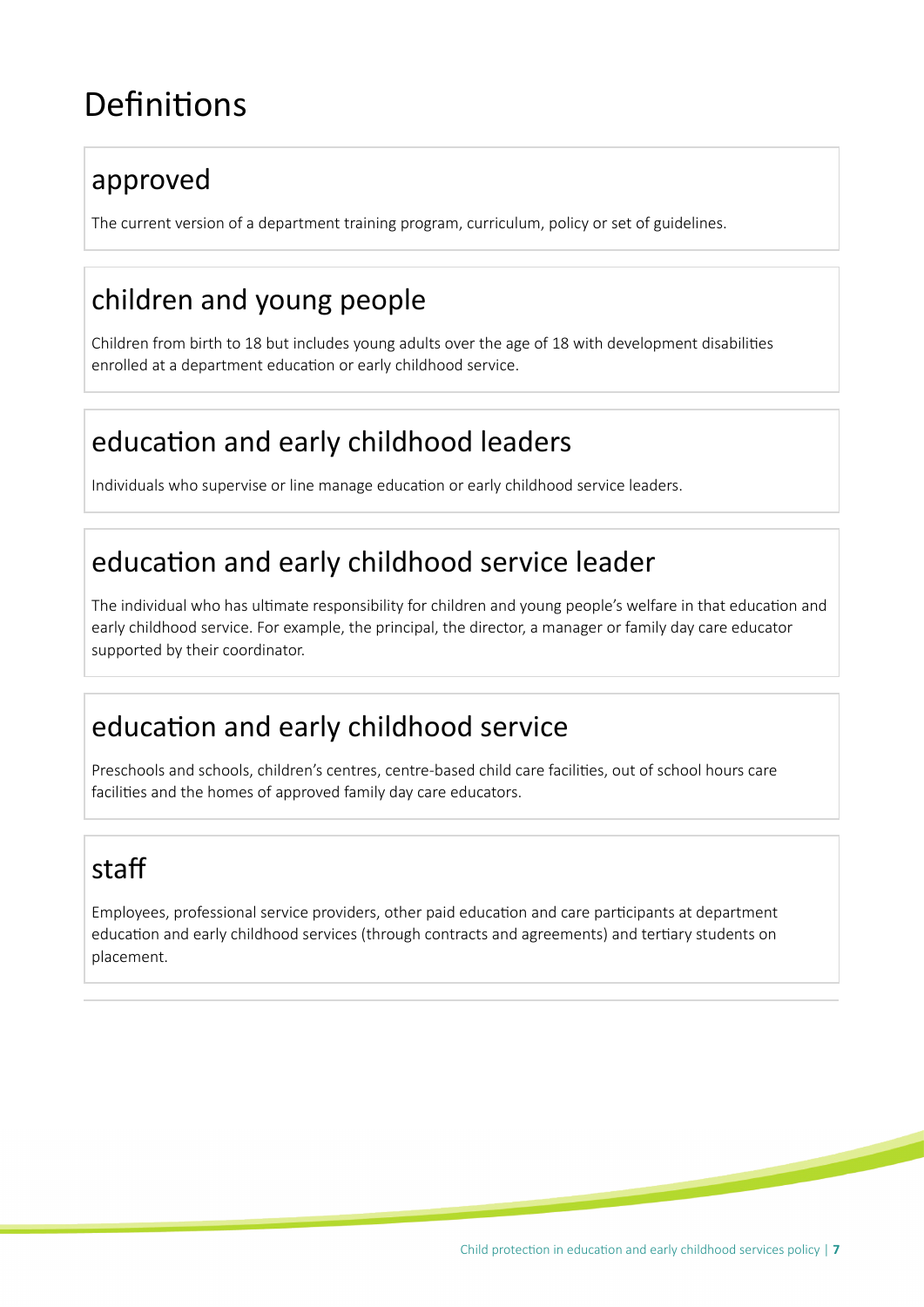# Definitions

## approved

The current version of a department training program, curriculum, policy or set of guidelines.

## children and young people

Children from birth to 18 but includes young adults over the age of 18 with development disabilities enrolled at a department education or early childhood service.

## education and early childhood leaders

Individuals who supervise or line manage education or early childhood service leaders.

## education and early childhood service leader

The individual who has ultimate responsibility for children and young people's welfare in that education and early childhood service. For example, the principal, the director, a manager or family day care educator supported by their coordinator.

## education and early childhood service

Preschools and schools, children's centres, centre-based child care facilities, out of school hours care facilities and the homes of approved family day care educators.

## staff

Employees, professional service providers, other paid education and care participants at department education and early childhood services (through contracts and agreements) and tertiary students on placement.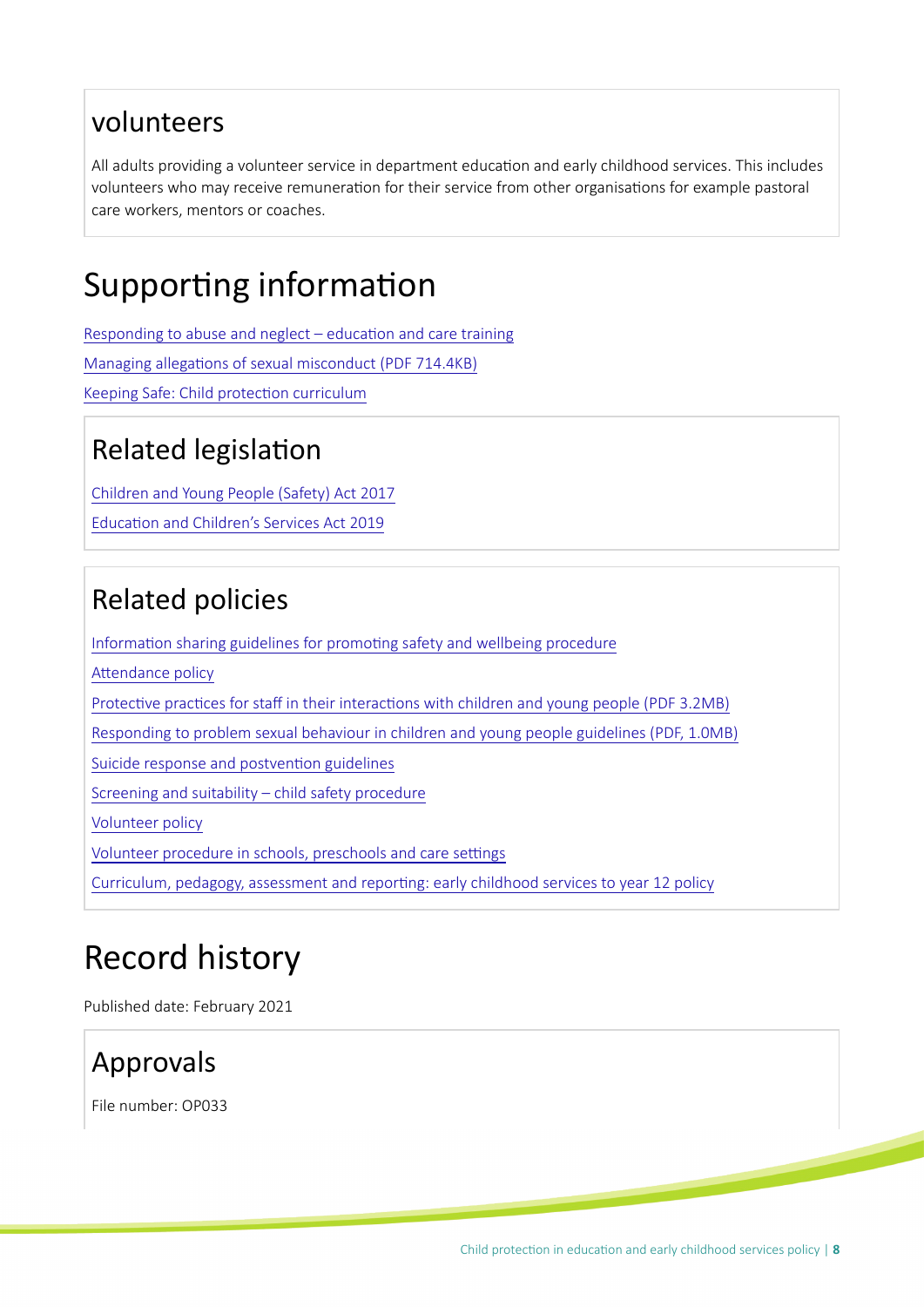### volunteers

All adults providing a volunteer service in department education and early childhood services. This includes volunteers who may receive remuneration for their service from other organisations for example pastoral care workers, mentors or coaches.

# Supporting information

Responding to abuse and neglect – education and care training

Managing allegations of sexual misconduct (PDF 714.4KB)

Keeping Safe: Child protection curriculum

## Related legislation

Children and Young People (Safety) Act 2017

Education and Children's Services Act 2019

## Related policies

Information sharing guidelines for promoting safety and wellbeing procedure

Attendance policy

Protective practices for staff in their interactions with children and young people (PDF 3.2MB)

Responding to problem sexual behaviour in children and young people guidelines (PDF, 1.0MB)

Suicide response and postvention guidelines

Screening and suitability – child safety procedure

Volunteer policy

Volunteer procedure in schools, preschools and care settings

Curriculum, pedagogy, assessment and reporting: early childhood services to year 12 policy

# Record history

Published date: February 2021

## Approvals

File number: OP033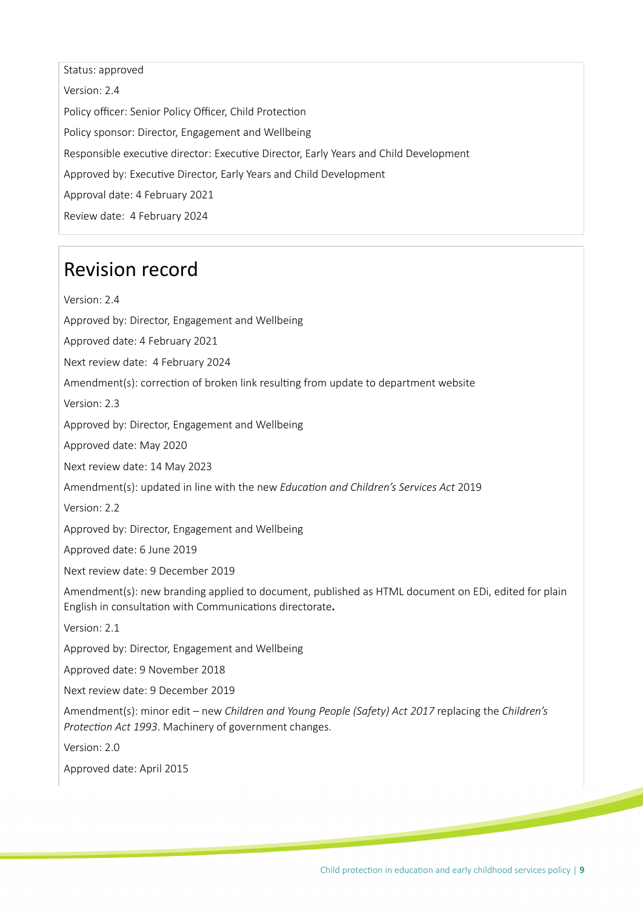Status: approved

Version: 2.4

Policy officer: Senior Policy Officer, Child Protection

Policy sponsor: Director, Engagement and Wellbeing

Responsible executive director: Executive Director, Early Years and Child Development

Approved by: Executive Director, Early Years and Child Development

Approval date: 4 February 2021

Review date: 4 February 2024

## Revision record

Version: 2.4

Approved by: Director, Engagement and Wellbeing

Approved date: 4 February 2021

Next review date: 4 February 2024

Amendment(s): correction of broken link resulting from update to department website

Version: 2.3

Approved by: Director, Engagement and Wellbeing

Approved date: May 2020

Next review date: 14 May 2023

Amendment(s): updated in line with the new *Education and Children's Services Act* 2019

Version: 2.2

Approved by: Director, Engagement and Wellbeing

Approved date: 6 June 2019

Next review date: 9 December 2019

Amendment(s): new branding applied to document, published as HTML document on EDi, edited for plain English in consultation with Communications directorate**.**

Version: 2.1

Approved by: Director, Engagement and Wellbeing

Approved date: 9 November 2018

Next review date: 9 December 2019

Amendment(s): minor edit – new *Children and Young People (Safety) Act 2017* replacing the *Children's Protection Act 1993*. Machinery of government changes.

Version: 2.0

Approved date: April 2015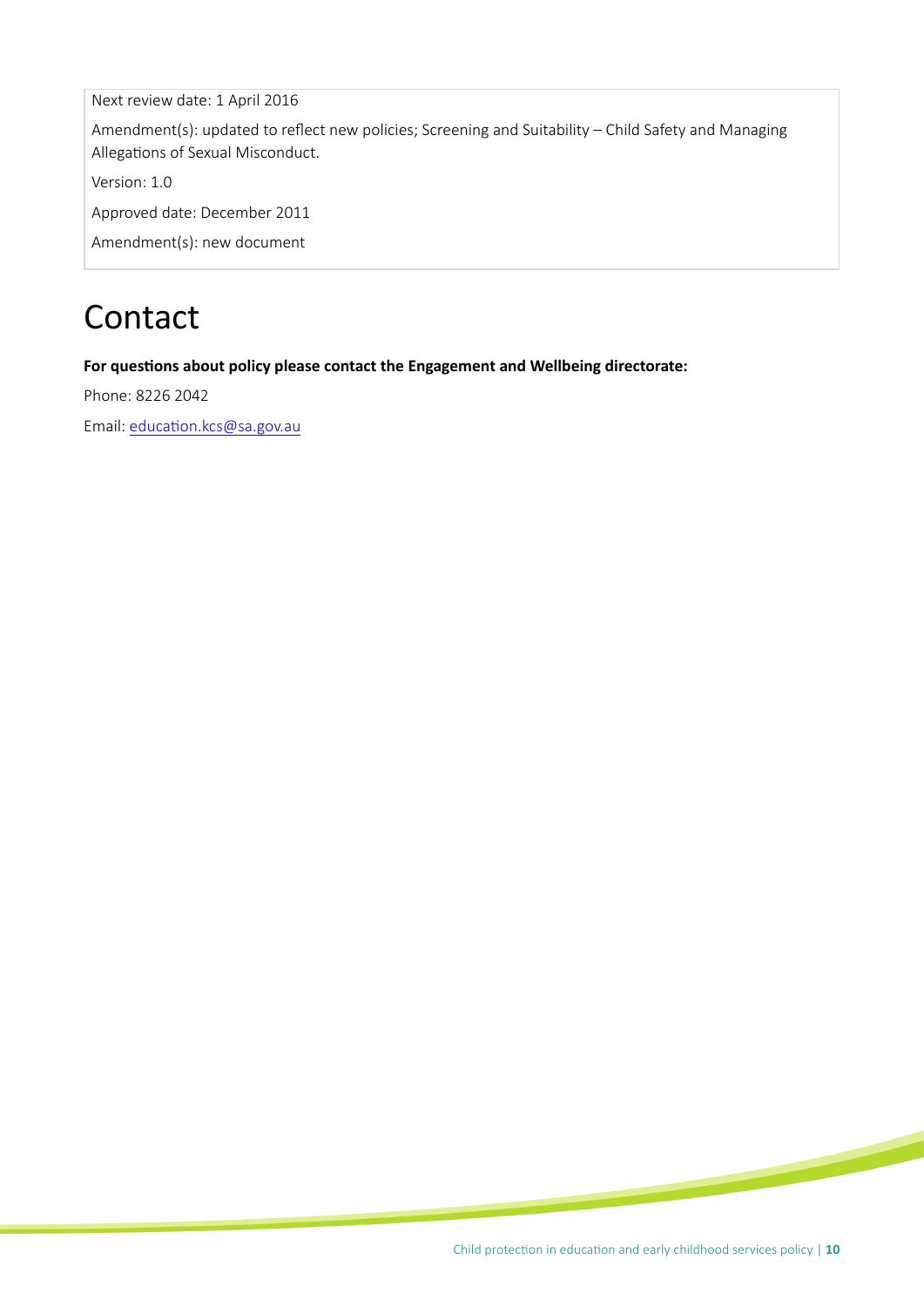Next review date: 1 April 2016

Amendment(s): updated to reflect new policies; Screening and Suitability – Child Safety and Managing Allegations of Sexual Misconduct.

Version: 1.0

Approved date: December 2011

Amendment(s): new document

# Contact

**For questions about policy please contact the Engagement and Wellbeing directorate:**

Phone: 8226 2042

Email: [education.kcs@sa.gov.au](mailto:education.kcs@sa.gov.au)